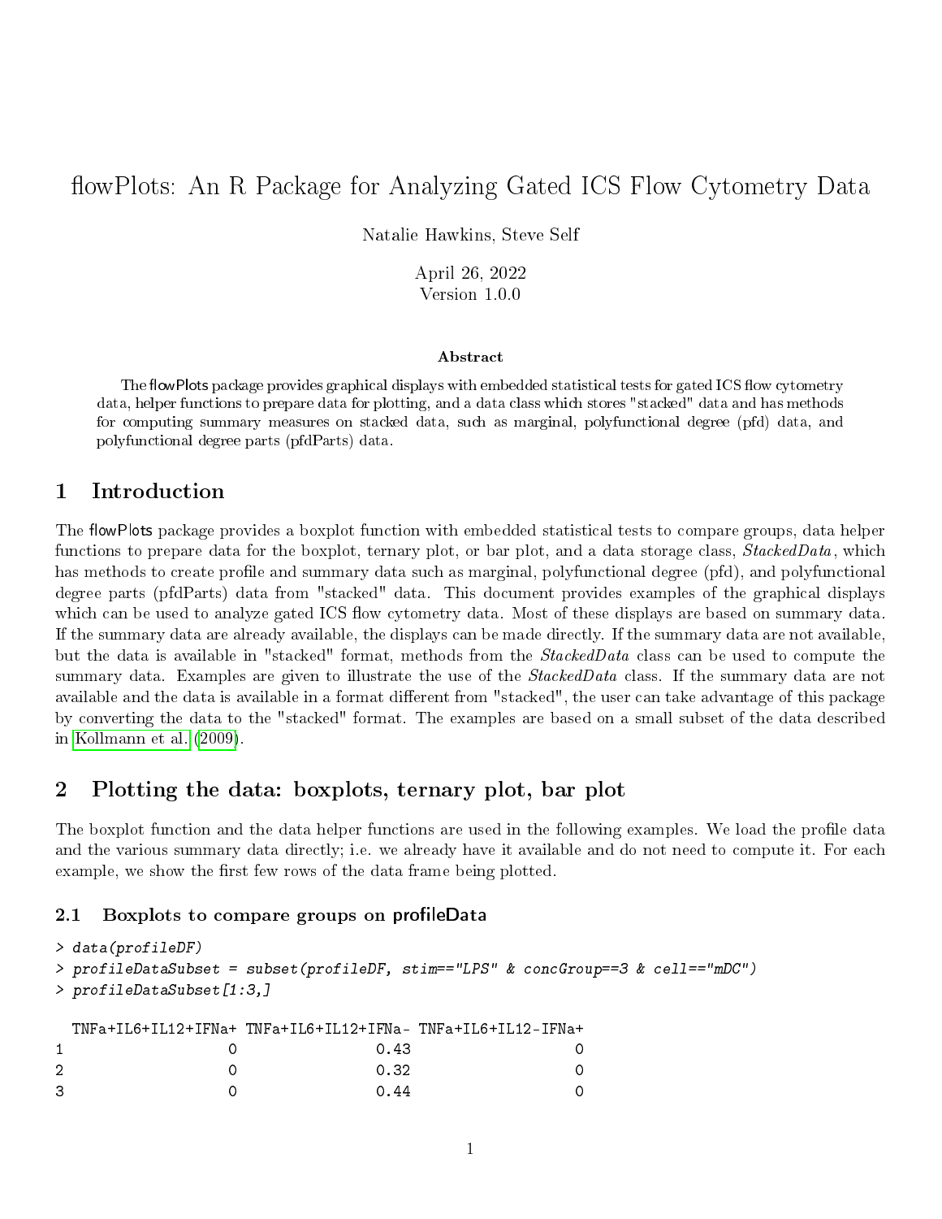# flowPlots: An R Package for Analyzing Gated ICS Flow Cytometry Data

Natalie Hawkins, Steve Self

April 26, 2022
Version 1.0.0

**Abstract**

The flowPlots package provides graphical displays with embedded statistical tests for gated ICS flow cytometry data, helper functions to prepare data for plotting, and a data class which stores "stacked" data and has methods for computing summary measures on stacked data, such as marginal, polyfunctional degree (pfd) data, and polyfunctional degree parts (pfdParts) data.

## 1 Introduction

The flowPlots package provides a boxplot function with embedded statistical tests to compare groups, data helper functions to prepare data for the boxplot, ternary plot, or bar plot, and a data storage class, *StackedData*, which has methods to create profile and summary data such as marginal, polyfunctional degree (pfd), and polyfunctional degree parts (pfdParts) data from "stacked" data. This document provides examples of the graphical displays which can be used to analyze gated ICS flow cytometry data. Most of these displays are based on summary data. If the summary data are already available, the displays can be made directly. If the summary data are not available, but the data is available in "stacked" format, methods from the *StackedData* class can be used to compute the summary data. Examples are given to illustrate the use of the *StackedData* class. If the summary data are not available and the data is available in a format different from "stacked", the user can take advantage of this package by converting the data to the "stacked" format. The examples are based on a small subset of the data described in Kollmann et al. (2009).

## 2 Plotting the data: boxplots, ternary plot, bar plot

The boxplot function and the data helper functions are used in the following examples. We load the profile data and the various summary data directly; i.e. we already have it available and do not need to compute it. For each example, we show the first few rows of the data frame being plotted.

### 2.1 Boxplots to compare groups on profileData

```
> data(profileDF)
> profileDataSubset = subset(profileDF, stim=="LPS" & concGroup==3 & cell=="mDC")
> profileDataSubset[1:3,]

  TNFa+IL6+IL12+IFNa+ TNFa+IL6+IL12+IFNa- TNFa+IL6+IL12-IFNa+
1                   0                0.43                   0
2                   0                0.32                   0
3                   0                0.44                   0
```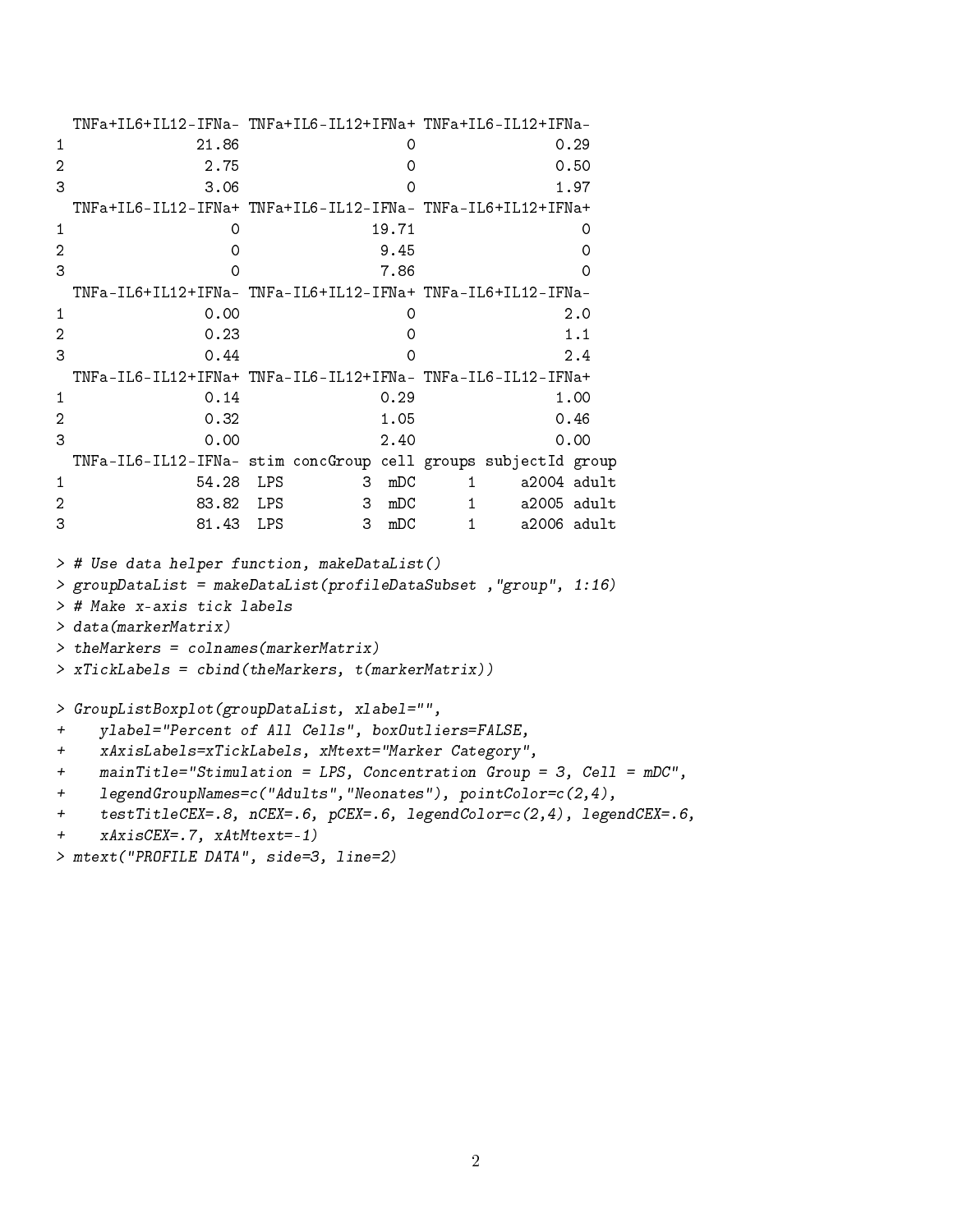```
  TNFa+IL6+IL12-IFNa- TNFa+IL6-IL12+IFNa+ TNFa+IL6-IL12+IFNa-
1               21.86                   0                0.29
2                2.75                   0                0.50
3                3.06                   0                1.97
  TNFa+IL6-IL12-IFNa+ TNFa+IL6-IL12-IFNa- TNFa-IL6+IL12+IFNa+
1                   0               19.71                   0
2                   0                9.45                   0
3                   0                7.86                   0
  TNFa-IL6+IL12+IFNa- TNFa-IL6+IL12-IFNa+ TNFa-IL6+IL12-IFNa-
1                0.00                   0                 2.0
2                0.23                   0                 1.1
3                0.44                   0                 2.4
  TNFa-IL6-IL12+IFNa+ TNFa-IL6-IL12+IFNa- TNFa-IL6-IL12-IFNa+
1                0.14                0.29                1.00
2                0.32                1.05                0.46
3                0.00                2.40                0.00
  TNFa-IL6-IL12-IFNa- stim concGroup cell groups subjectId group
1               54.28  LPS         3  mDC      1     a2004 adult
2               83.82  LPS         3  mDC      1     a2005 adult
3               81.43  LPS         3  mDC      1     a2006 adult

> # Use data helper function, makeDataList()
> groupDataList = makeDataList(profileDataSubset ,"group", 1:16)
> # Make x-axis tick labels
> data(markerMatrix)
> theMarkers = colnames(markerMatrix)
> xTickLabels = cbind(theMarkers, t(markerMatrix))

> GroupListBoxplot(groupDataList, xlabel="",
+    ylabel="Percent of All Cells", boxOutliers=FALSE,
+    xAxisLabels=xTickLabels, xMtext="Marker Category",
+    mainTitle="Stimulation = LPS, Concentration Group = 3, Cell = mDC",
+    legendGroupNames=c("Adults","Neonates"), pointColor=c(2,4),
+    testTitleCEX=.8, nCEX=.6, pCEX=.6, legendColor=c(2,4), legendCEX=.6,
+    xAxisCEX=.7, xAtMtext=-1)
> mtext("PROFILE DATA", side=3, line=2)
```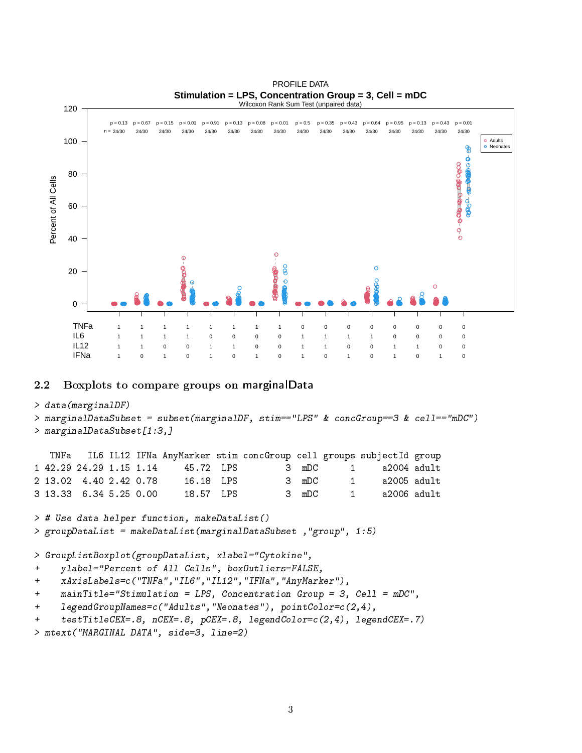## 2.2 Boxplots to compare groups on marginalData

```
> data(marginalDF)
> marginalDataSubset = subset(marginalDF, stim=="LPS" & concGroup==3 & cell=="mDC")
> marginalDataSubset[1:3,]

   TNFa   IL6 IL12 IFNa AnyMarker stim concGroup cell groups subjectId group
1 42.29 24.29 1.15 1.14     45.72  LPS         3  mDC      1     a2004 adult
2 13.02  4.40 2.42 0.78     16.18  LPS         3  mDC      1     a2005 adult
3 13.33  6.34 5.25 0.00     18.57  LPS         3  mDC      1     a2006 adult

> # Use data helper function, makeDataList()
> groupDataList = makeDataList(marginalDataSubset ,"group", 1:5)

> GroupListBoxplot(groupDataList, xlabel="Cytokine",
+    ylabel="Percent of All Cells", boxOutliers=FALSE,
+    xAxisLabels=c("TNFa","IL6","IL12","IFNa","AnyMarker"),
+    mainTitle="Stimulation = LPS, Concentration Group = 3, Cell = mDC",
+    legendGroupNames=c("Adults","Neonates"), pointColor=c(2,4),
+    testTitleCEX=.8, nCEX=.8, pCEX=.8, legendColor=c(2,4), legendCEX=.7)
> mtext("MARGINAL DATA", side=3, line=2)
```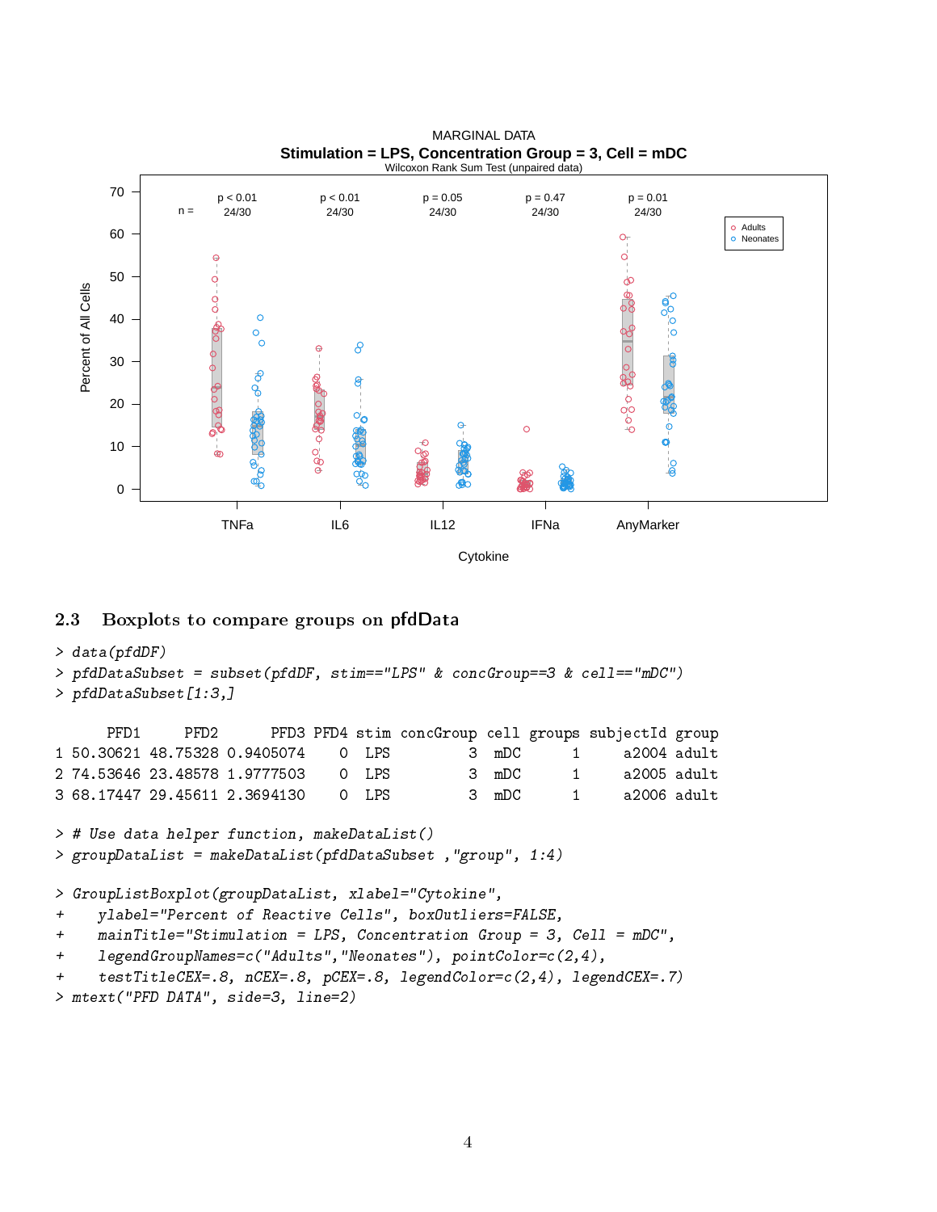## 2.3 Boxplots to compare groups on pfdData

```
> data(pfdDF)
> pfdDataSubset = subset(pfdDF, stim=="LPS" & concGroup==3 & cell=="mDC")
> pfdDataSubset[1:3,]

      PFD1     PFD2      PFD3 PFD4 stim concGroup cell groups subjectId group
1 50.30621 48.75328 0.9405074    0  LPS         3  mDC      1     a2004 adult
2 74.53646 23.48578 1.9777503    0  LPS         3  mDC      1     a2005 adult
3 68.17447 29.45611 2.3694130    0  LPS         3  mDC      1     a2006 adult

> # Use data helper function, makeDataList()
> groupDataList = makeDataList(pfdDataSubset ,"group", 1:4)

> GroupListBoxplot(groupDataList, xlabel="Cytokine",
+    ylabel="Percent of Reactive Cells", boxOutliers=FALSE,
+    mainTitle="Stimulation = LPS, Concentration Group = 3, Cell = mDC",
+    legendGroupNames=c("Adults","Neonates"), pointColor=c(2,4),
+    testTitleCEX=.8, nCEX=.8, pCEX=.8, legendColor=c(2,4), legendCEX=.7)
> mtext("PFD DATA", side=3, line=2)
```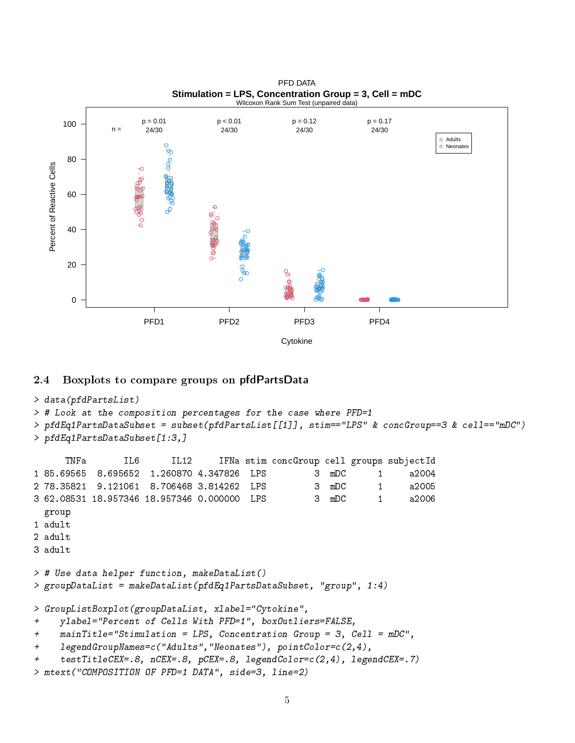## 2.4 Boxplots to compare groups on pfdPartsData

```
> data(pfdPartsList)
> # Look at the composition percentages for the case where PFD=1
> pfdEq1PartsDataSubset = subset(pfdPartsList[[1]], stim=="LPS" & concGroup==3 & cell=="mDC")
> pfdEq1PartsDataSubset[1:3,]

      TNFa       IL6      IL12     IFNa stim concGroup cell groups subjectId
1 85.69565  8.695652  1.260870 4.347826  LPS         3  mDC      1     a2004
2 78.35821  9.121061  8.706468 3.814262  LPS         3  mDC      1     a2005
3 62.08531 18.957346 18.957346 0.000000  LPS         3  mDC      1     a2006
  group
1 adult
2 adult
3 adult

> # Use data helper function, makeDataList()
> groupDataList = makeDataList(pfdEq1PartsDataSubset, "group", 1:4)

> GroupListBoxplot(groupDataList, xlabel="Cytokine",
+    ylabel="Percent of Cells With PFD=1", boxOutliers=FALSE,
+    mainTitle="Stimulation = LPS, Concentration Group = 3, Cell = mDC",
+    legendGroupNames=c("Adults","Neonates"), pointColor=c(2,4),
+    testTitleCEX=.8, nCEX=.8, pCEX=.8, legendColor=c(2,4), legendCEX=.7)
> mtext("COMPOSITION OF PFD=1 DATA", side=3, line=2)
```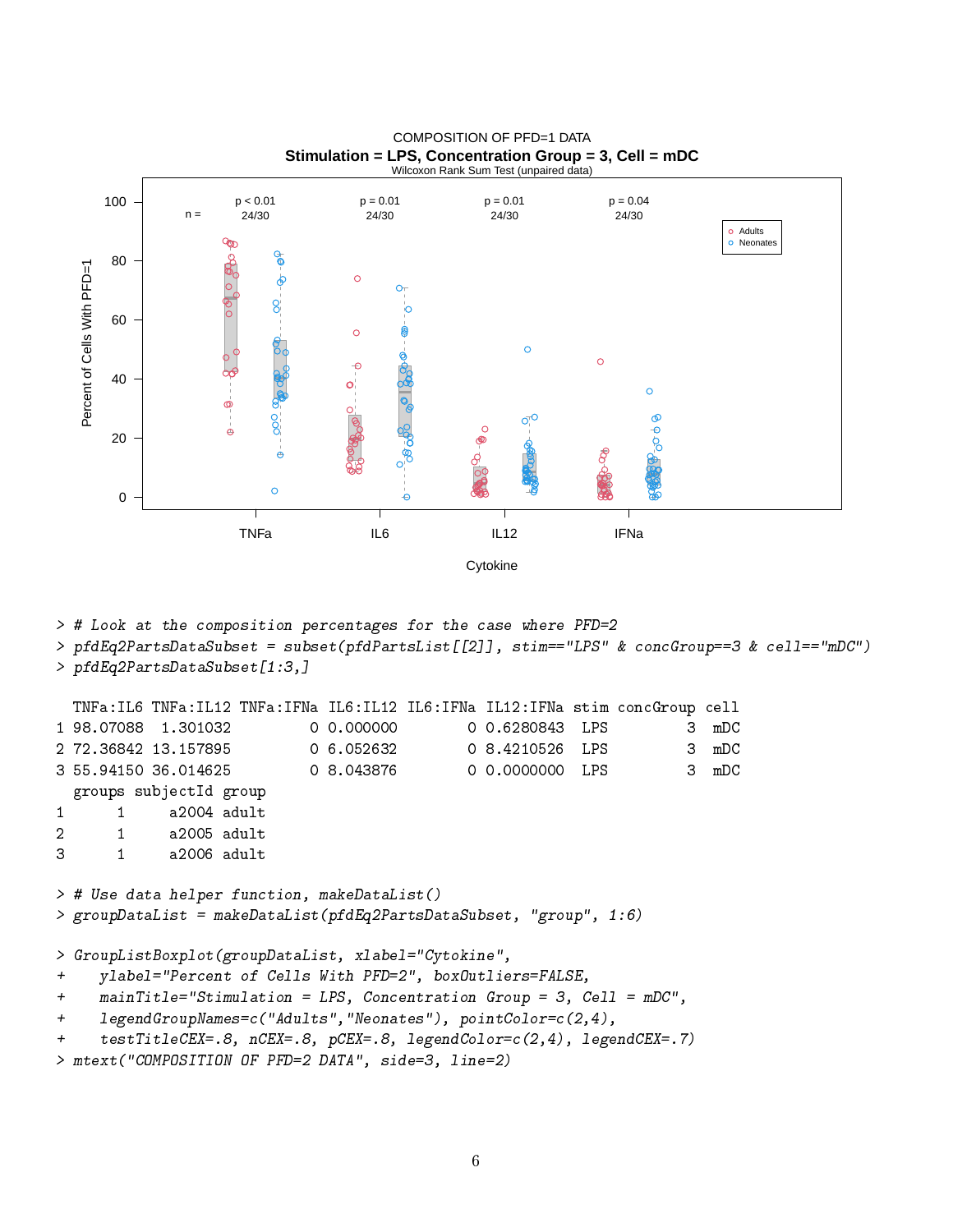COMPOSITION OF PFD=1 DATA

**Stimulation = LPS, Concentration Group = 3, Cell = mDC**

Wilcoxon Rank Sum Test (unpaired data)

```
> # Look at the composition percentages for the case where PFD=2
> pfdEq2PartsDataSubset = subset(pfdPartsList[[2]], stim=="LPS" & concGroup==3 & cell=="mDC")
> pfdEq2PartsDataSubset[1:3,]

  TNFa:IL6 TNFa:IL12 TNFa:IFNa  IL6:IL12 IL6:IFNa  IL12:IFNa stim concGroup cell
1 98.07088  1.301032         0  0.000000        0  0.6280843  LPS         3  mDC
2 72.36842 13.157895         0  6.052632        0  8.4210526  LPS         3  mDC
3 55.94150 36.014625         0  8.043876        0  0.0000000  LPS         3  mDC
  groups subjectId group
1      1     a2004 adult
2      1     a2005 adult
3      1     a2006 adult

> # Use data helper function, makeDataList()
> groupDataList = makeDataList(pfdEq2PartsDataSubset, "group", 1:6)

> GroupListBoxplot(groupDataList, xlabel="Cytokine",
+    ylabel="Percent of Cells With PFD=2", boxOutliers=FALSE,
+    mainTitle="Stimulation = LPS, Concentration Group = 3, Cell = mDC",
+    legendGroupNames=c("Adults","Neonates"), pointColor=c(2,4),
+    testTitleCEX=.8, nCEX=.8, pCEX=.8, legendColor=c(2,4), legendCEX=.7)
> mtext("COMPOSITION OF PFD=2 DATA", side=3, line=2)
```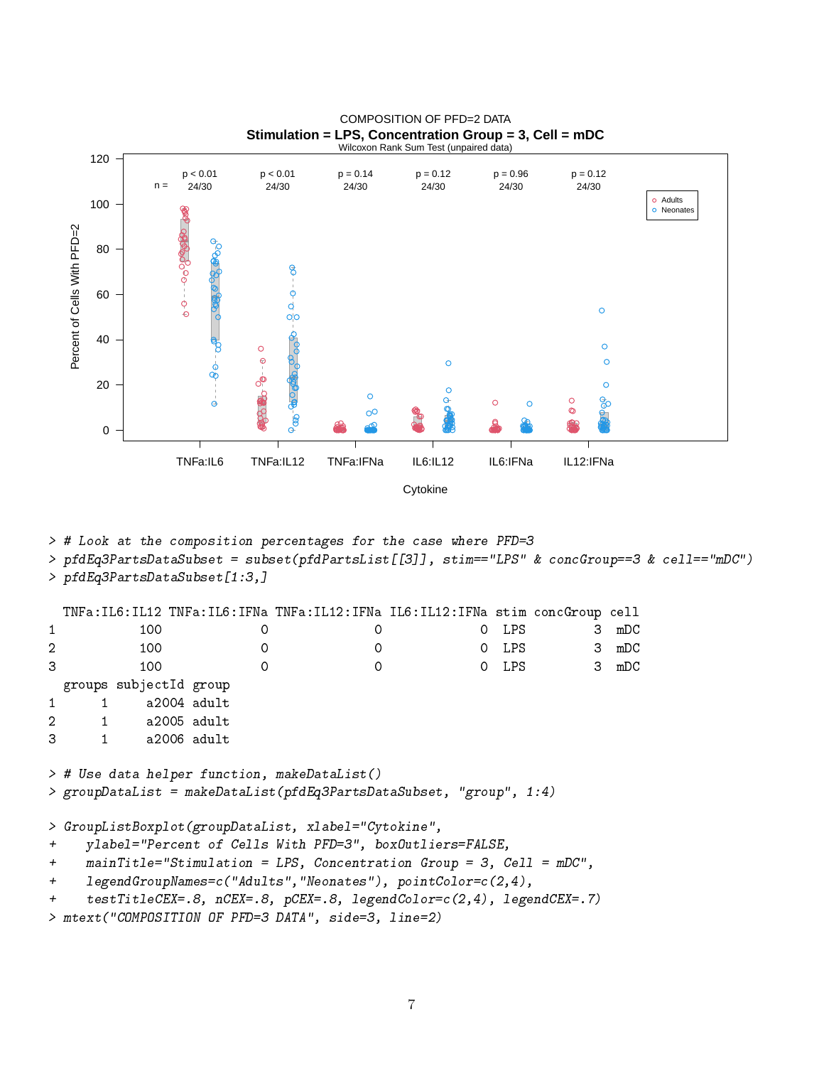COMPOSITION OF PFD=2 DATA

**Stimulation = LPS, Concentration Group = 3, Cell = mDC**

Wilcoxon Rank Sum Test (unpaired data)

| | TNFa:IL6 | TNFa:IL12 | TNFa:IFNa | IL6:IL12 | IL6:IFNa | IL12:IFNa |
|---|---|---|---|---|---|---|
| p | p < 0.01 | p < 0.01 | p = 0.14 | p = 0.12 | p = 0.96 | p = 0.12 |
| n = | 24/30 | 24/30 | 24/30 | 24/30 | 24/30 | 24/30 |

```
> # Look at the composition percentages for the case where PFD=3
> pfdEq3PartsDataSubset = subset(pfdPartsList[[3]], stim=="LPS" & concGroup==3 & cell=="mDC")
> pfdEq3PartsDataSubset[1:3,]

  TNFa:IL6:IL12 TNFa:IL6:IFNa TNFa:IL12:IFNa IL6:IL12:IFNa stim concGroup cell
1           100             0              0             0  LPS         3  mDC
2           100             0              0             0  LPS         3  mDC
3           100             0              0             0  LPS         3  mDC
  groups subjectId group
1      1     a2004 adult
2      1     a2005 adult
3      1     a2006 adult

> # Use data helper function, makeDataList()
> groupDataList = makeDataList(pfdEq3PartsDataSubset, "group", 1:4)

> GroupListBoxplot(groupDataList, xlabel="Cytokine",
+     ylabel="Percent of Cells With PFD=3", boxOutliers=FALSE,
+     mainTitle="Stimulation = LPS, Concentration Group = 3, Cell = mDC",
+     legendGroupNames=c("Adults","Neonates"), pointColor=c(2,4),
+     testTitleCEX=.8, nCEX=.8, pCEX=.8, legendColor=c(2,4), legendCEX=.7)
> mtext("COMPOSITION OF PFD=3 DATA", side=3, line=2)
```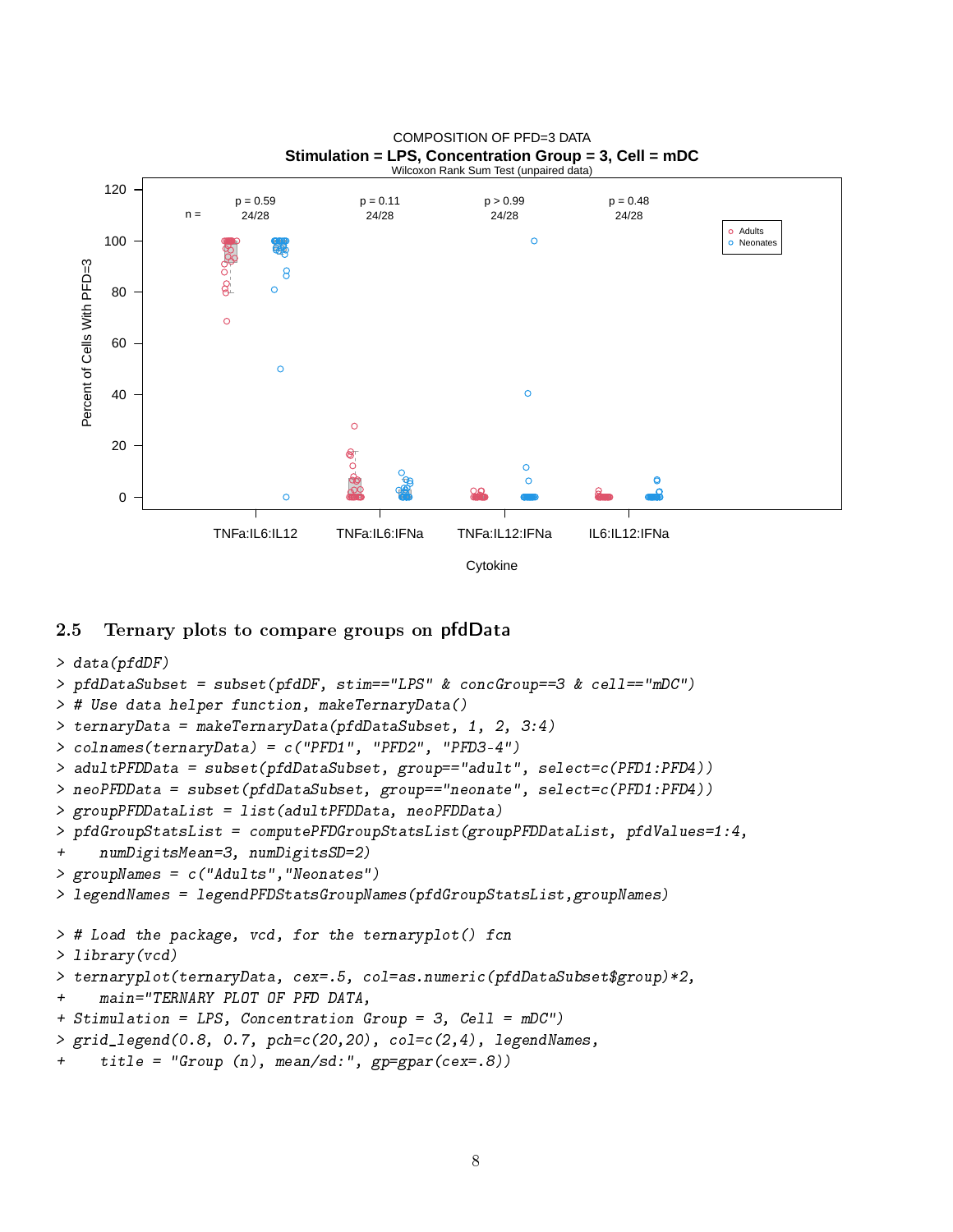## 2.5 Ternary plots to compare groups on pfdData

```
> data(pfdDF)
> pfdDataSubset = subset(pfdDF, stim=="LPS" & concGroup==3 & cell=="mDC")
> # Use data helper function, makeTernaryData()
> ternaryData = makeTernaryData(pfdDataSubset, 1, 2, 3:4)
> colnames(ternaryData) = c("PFD1", "PFD2", "PFD3-4")
> adultPFDData = subset(pfdDataSubset, group=="adult", select=c(PFD1:PFD4))
> neoPFDData = subset(pfdDataSubset, group=="neonate", select=c(PFD1:PFD4))
> groupPFDDataList = list(adultPFDData, neoPFDData)
> pfdGroupStatsList = computePFDGroupStatsList(groupPFDDataList, pfdValues=1:4,
+     numDigitsMean=3, numDigitsSD=2)
> groupNames = c("Adults","Neonates")
> legendNames = legendPFDStatsGroupNames(pfdGroupStatsList,groupNames)

> # Load the package, vcd, for the ternaryplot() fcn
> library(vcd)
> ternaryplot(ternaryData, cex=.5, col=as.numeric(pfdDataSubset$group)*2,
+     main="TERNARY PLOT OF PFD DATA,
+ Stimulation = LPS, Concentration Group = 3, Cell = mDC")
> grid_legend(0.8, 0.7, pch=c(20,20), col=c(2,4), legendNames,
+     title = "Group (n), mean/sd:", gp=gpar(cex=.8))
```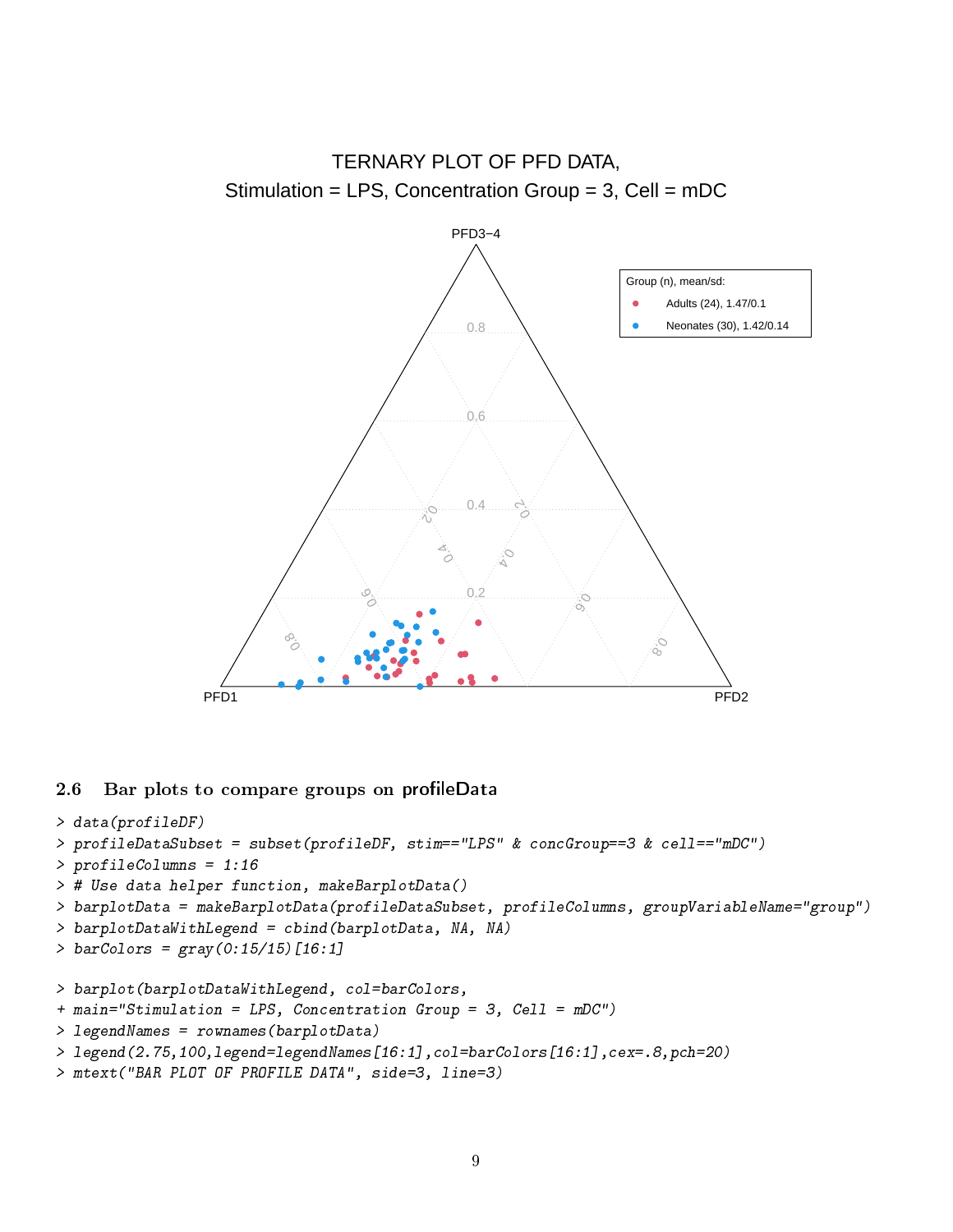TERNARY PLOT OF PFD DATA,
Stimulation = LPS, Concentration Group = 3, Cell = mDC

PFD3−4

Group (n), mean/sd:

Adults (24), 1.47/0.1

Neonates (30), 1.42/0.14

PFD1

PFD2

### 2.6 Bar plots to compare groups on profileData

```
> data(profileDF)
> profileDataSubset = subset(profileDF, stim=="LPS" & concGroup==3 & cell=="mDC")
> profileColumns = 1:16
> # Use data helper function, makeBarplotData()
> barplotData = makeBarplotData(profileDataSubset, profileColumns, groupVariableName="group")
> barplotDataWithLegend = cbind(barplotData, NA, NA)
> barColors = gray(0:15/15)[16:1]

> barplot(barplotDataWithLegend, col=barColors,
+ main="Stimulation = LPS, Concentration Group = 3, Cell = mDC")
> legendNames = rownames(barplotData)
> legend(2.75,100,legend=legendNames[16:1],col=barColors[16:1],cex=.8,pch=20)
> mtext("BAR PLOT OF PROFILE DATA", side=3, line=3)
```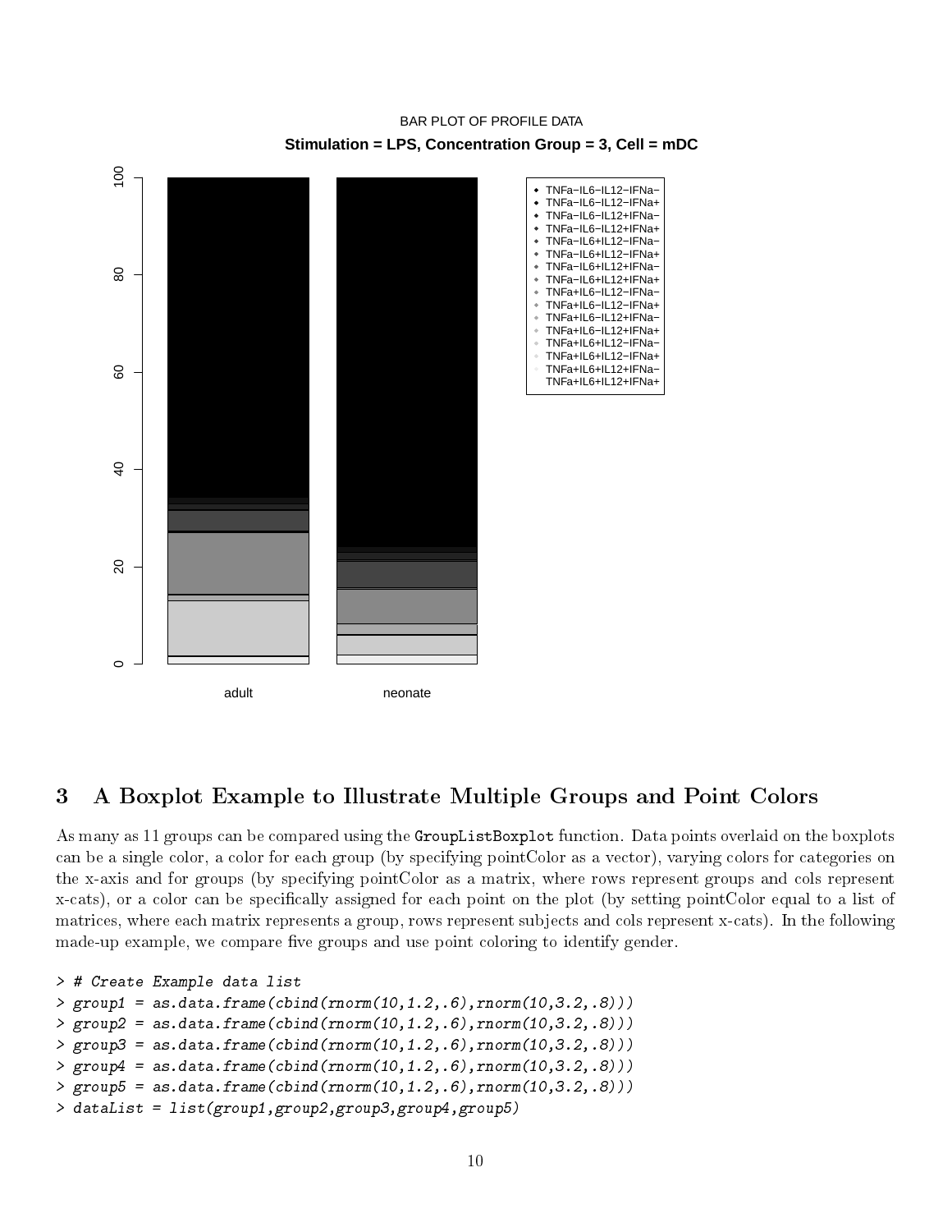## 3 A Boxplot Example to Illustrate Multiple Groups and Point Colors

As many as 11 groups can be compared using the `GroupListBoxplot` function. Data points overlaid on the boxplots can be a single color, a color for each group (by specifying pointColor as a vector), varying colors for categories on the x-axis and for groups (by specifying pointColor as a matrix, where rows represent groups and cols represent x-cats), or a color can be specifically assigned for each point on the plot (by setting pointColor equal to a list of matrices, where each matrix represents a group, rows represent subjects and cols represent x-cats). In the following made-up example, we compare five groups and use point coloring to identify gender.

```
> # Create Example data list
> group1 = as.data.frame(cbind(rnorm(10,1.2,.6),rnorm(10,3.2,.8)))
> group2 = as.data.frame(cbind(rnorm(10,1.2,.6),rnorm(10,3.2,.8)))
> group3 = as.data.frame(cbind(rnorm(10,1.2,.6),rnorm(10,3.2,.8)))
> group4 = as.data.frame(cbind(rnorm(10,1.2,.6),rnorm(10,3.2,.8)))
> group5 = as.data.frame(cbind(rnorm(10,1.2,.6),rnorm(10,3.2,.8)))
> dataList = list(group1,group2,group3,group4,group5)
```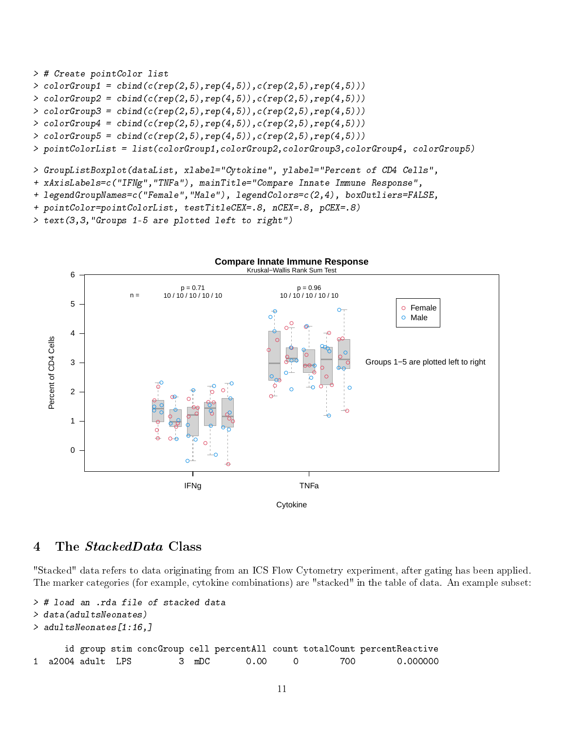```
> # Create pointColor list
> colorGroup1 = cbind(c(rep(2,5),rep(4,5)),c(rep(2,5),rep(4,5)))
> colorGroup2 = cbind(c(rep(2,5),rep(4,5)),c(rep(2,5),rep(4,5)))
> colorGroup3 = cbind(c(rep(2,5),rep(4,5)),c(rep(2,5),rep(4,5)))
> colorGroup4 = cbind(c(rep(2,5),rep(4,5)),c(rep(2,5),rep(4,5)))
> colorGroup5 = cbind(c(rep(2,5),rep(4,5)),c(rep(2,5),rep(4,5)))
> pointColorList = list(colorGroup1,colorGroup2,colorGroup3,colorGroup4, colorGroup5)
```

```
> GroupListBoxplot(dataList, xlabel="Cytokine", ylabel="Percent of CD4 Cells",
+ xAxisLabels=c("IFNg","TNFa"), mainTitle="Compare Innate Immune Response",
+ legendGroupNames=c("Female","Male"), legendColors=c(2,4), boxOutliers=FALSE,
+ pointColor=pointColorList, testTitleCEX=.8, nCEX=.8, pCEX=.8)
> text(3,3,"Groups 1-5 are plotted left to right")
```

## 4 The *StackedData* Class

"Stacked" data refers to data originating from an ICS Flow Cytometry experiment, after gating has been applied. The marker categories (for example, cytokine combinations) are "stacked" in the table of data. An example subset:

```
> # load an .rda file of stacked data
> data(adultsNeonates)
> adultsNeonates[1:16,]

     id group stim concGroup cell percentAll count totalCount percentReactive
1  a2004 adult  LPS         3  mDC       0.00     0        700        0.000000
```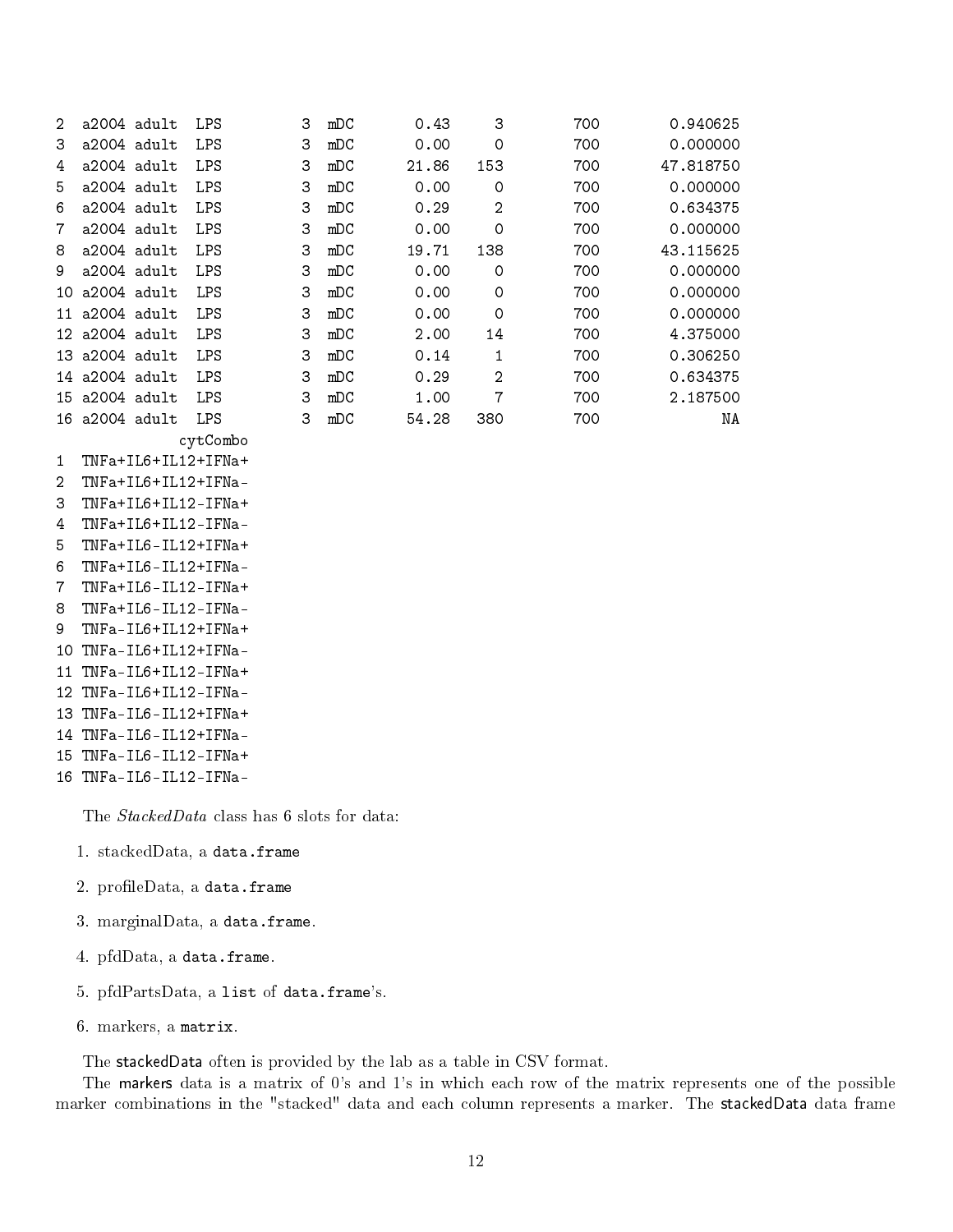```
2  a2004 adult  LPS         3  mDC       0.43     3         700         0.940625
3  a2004 adult  LPS         3  mDC       0.00     0         700         0.000000
4  a2004 adult  LPS         3  mDC      21.86   153         700        47.818750
5  a2004 adult  LPS         3  mDC       0.00     0         700         0.000000
6  a2004 adult  LPS         3  mDC       0.29     2         700         0.634375
7  a2004 adult  LPS         3  mDC       0.00     0         700         0.000000
8  a2004 adult  LPS         3  mDC      19.71   138         700        43.115625
9  a2004 adult  LPS         3  mDC       0.00     0         700         0.000000
10 a2004 adult  LPS         3  mDC       0.00     0         700         0.000000
11 a2004 adult  LPS         3  mDC       0.00     0         700         0.000000
12 a2004 adult  LPS         3  mDC       2.00    14         700         4.375000
13 a2004 adult  LPS         3  mDC       0.14     1         700         0.306250
14 a2004 adult  LPS         3  mDC       0.29     2         700         0.634375
15 a2004 adult  LPS         3  mDC       1.00     7         700         2.187500
16 a2004 adult  LPS         3  mDC      54.28   380         700               NA
              cytCombo
1  TNFa+IL6+IL12+IFNa+
2  TNFa+IL6+IL12+IFNa-
3  TNFa+IL6+IL12-IFNa+
4  TNFa+IL6+IL12-IFNa-
5  TNFa+IL6-IL12+IFNa+
6  TNFa+IL6-IL12+IFNa-
7  TNFa+IL6-IL12-IFNa+
8  TNFa+IL6-IL12-IFNa-
9  TNFa-IL6+IL12+IFNa+
10 TNFa-IL6+IL12+IFNa-
11 TNFa-IL6+IL12-IFNa+
12 TNFa-IL6+IL12-IFNa-
13 TNFa-IL6-IL12+IFNa+
14 TNFa-IL6-IL12+IFNa-
15 TNFa-IL6-IL12-IFNa+
16 TNFa-IL6-IL12-IFNa-
```

The *StackedData* class has 6 slots for data:

1. stackedData, a `data.frame`
2. profileData, a `data.frame`
3. marginalData, a `data.frame`.
4. pfdData, a `data.frame`.
5. pfdPartsData, a `list` of `data.frame`'s.
6. markers, a `matrix`.

The stackedData often is provided by the lab as a table in CSV format.

The markers data is a matrix of 0's and 1's in which each row of the matrix represents one of the possible marker combinations in the "stacked" data and each column represents a marker. The stackedData data frame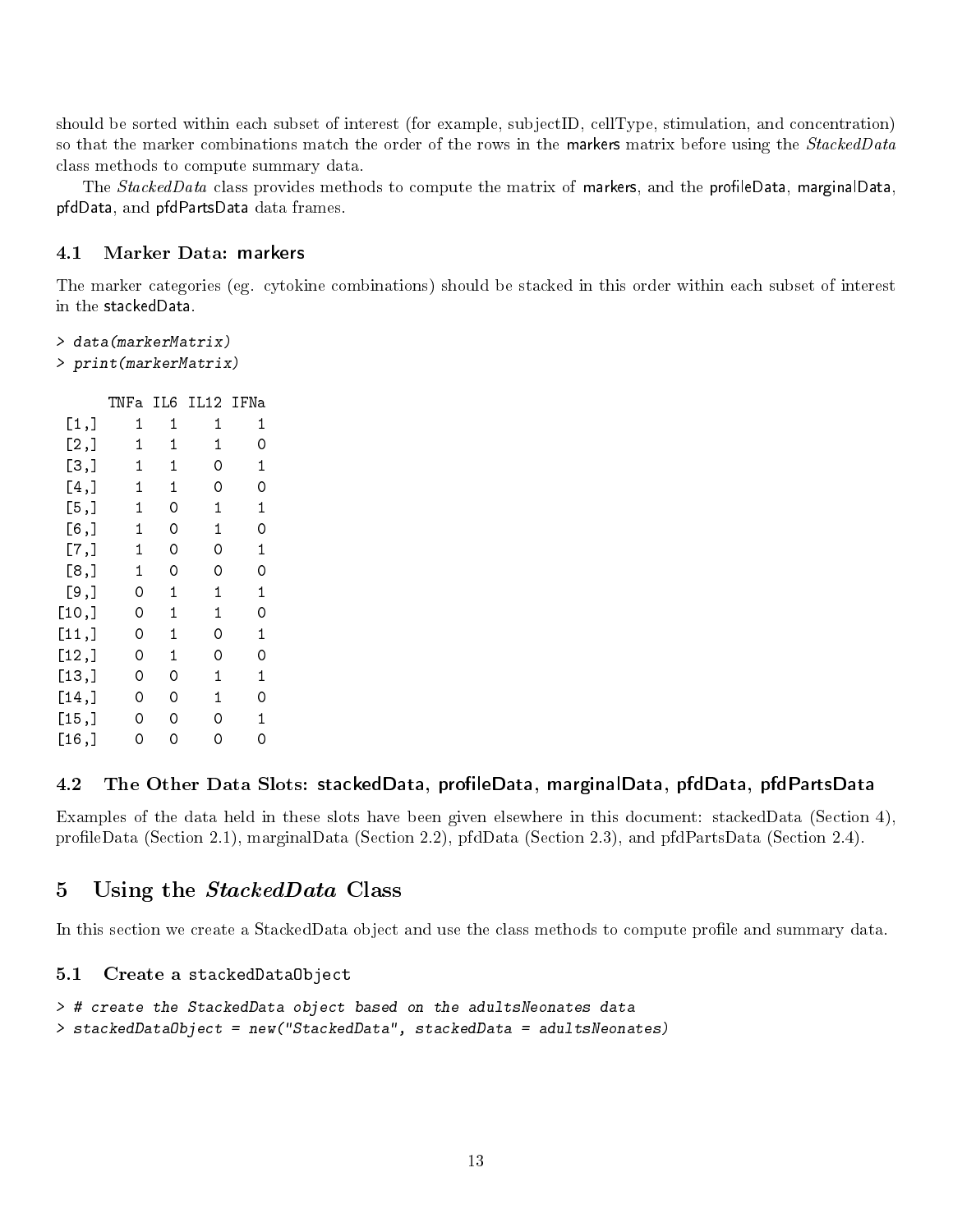should be sorted within each subset of interest (for example, subjectID, cellType, stimulation, and concentration) so that the marker combinations match the order of the rows in the markers matrix before using the *StackedData* class methods to compute summary data.

The *StackedData* class provides methods to compute the matrix of markers, and the profileData, marginalData, pfdData, and pfdPartsData data frames.

### 4.1 Marker Data: markers

The marker categories (eg. cytokine combinations) should be stacked in this order within each subset of interest in the stackedData.

```
> data(markerMatrix)
> print(markerMatrix)

      TNFa IL6 IL12 IFNa
 [1,]    1   1    1    1
 [2,]    1   1    1    0
 [3,]    1   1    0    1
 [4,]    1   1    0    0
 [5,]    1   0    1    1
 [6,]    1   0    1    0
 [7,]    1   0    0    1
 [8,]    1   0    0    0
 [9,]    0   1    1    1
[10,]    0   1    1    0
[11,]    0   1    0    1
[12,]    0   1    0    0
[13,]    0   0    1    1
[14,]    0   0    1    0
[15,]    0   0    0    1
[16,]    0   0    0    0
```

### 4.2 The Other Data Slots: stackedData, profileData, marginalData, pfdData, pfdPartsData

Examples of the data held in these slots have been given elsewhere in this document: stackedData (Section 4), profileData (Section 2.1), marginalData (Section 2.2), pfdData (Section 2.3), and pfdPartsData (Section 2.4).

## 5 Using the *StackedData* Class

In this section we create a StackedData object and use the class methods to compute profile and summary data.

### 5.1 Create a stackedDataObject

```
> # create the StackedData object based on the adultsNeonates data
> stackedDataObject = new("StackedData", stackedData = adultsNeonates)
```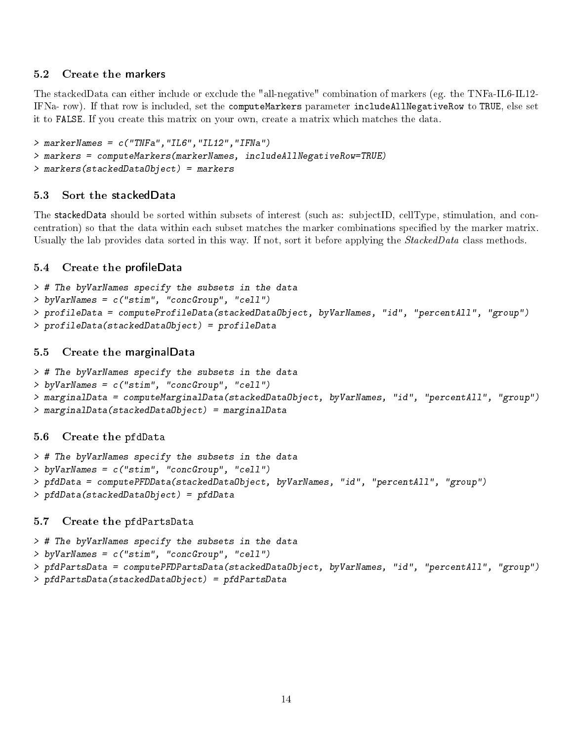### 5.2 Create the markers

The stackedData can either include or exclude the "all-negative" combination of markers (eg. the TNFa-IL6-IL12-IFNa- row). If that row is included, set the `computeMarkers` parameter `includeAllNegativeRow` to `TRUE`, else set it to `FALSE`. If you create this matrix on your own, create a matrix which matches the data.

```
> markerNames = c("TNFa","IL6","IL12","IFNa")
> markers = computeMarkers(markerNames, includeAllNegativeRow=TRUE)
> markers(stackedDataObject) = markers
```

### 5.3 Sort the stackedData

The stackedData should be sorted within subsets of interest (such as: subjectID, cellType, stimulation, and concentration) so that the data within each subset matches the marker combinations specified by the marker matrix. Usually the lab provides data sorted in this way. If not, sort it before applying the *StackedData* class methods.

### 5.4 Create the profileData

```
> # The byVarNames specify the subsets in the data
> byVarNames = c("stim", "concGroup", "cell")
> profileData = computeProfileData(stackedDataObject, byVarNames, "id", "percentAll", "group")
> profileData(stackedDataObject) = profileData
```

### 5.5 Create the marginalData

```
> # The byVarNames specify the subsets in the data
> byVarNames = c("stim", "concGroup", "cell")
> marginalData = computeMarginalData(stackedDataObject, byVarNames, "id", "percentAll", "group")
> marginalData(stackedDataObject) = marginalData
```

### 5.6 Create the pfdData

```
> # The byVarNames specify the subsets in the data
> byVarNames = c("stim", "concGroup", "cell")
> pfdData = computePFDData(stackedDataObject, byVarNames, "id", "percentAll", "group")
> pfdData(stackedDataObject) = pfdData
```

### 5.7 Create the pfdPartsData

```
> # The byVarNames specify the subsets in the data
> byVarNames = c("stim", "concGroup", "cell")
> pfdPartsData = computePFDPartsData(stackedDataObject, byVarNames, "id", "percentAll", "group")
> pfdPartsData(stackedDataObject) = pfdPartsData
```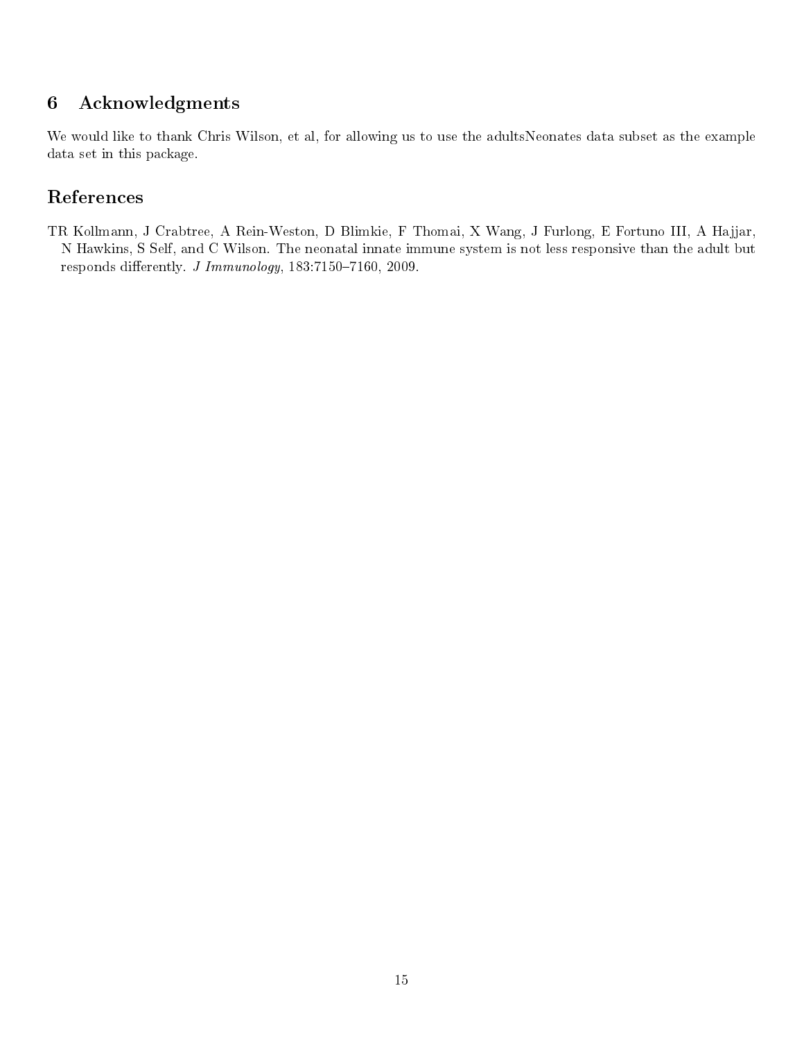## 6 Acknowledgments

We would like to thank Chris Wilson, et al, for allowing us to use the adultsNeonates data subset as the example data set in this package.

## References

TR Kollmann, J Crabtree, A Rein-Weston, D Blimkie, F Thomai, X Wang, J Furlong, E Fortuno III, A Hajjar, N Hawkins, S Self, and C Wilson. The neonatal innate immune system is not less responsive than the adult but responds differently. *J Immunology*, 183:7150–7160, 2009.